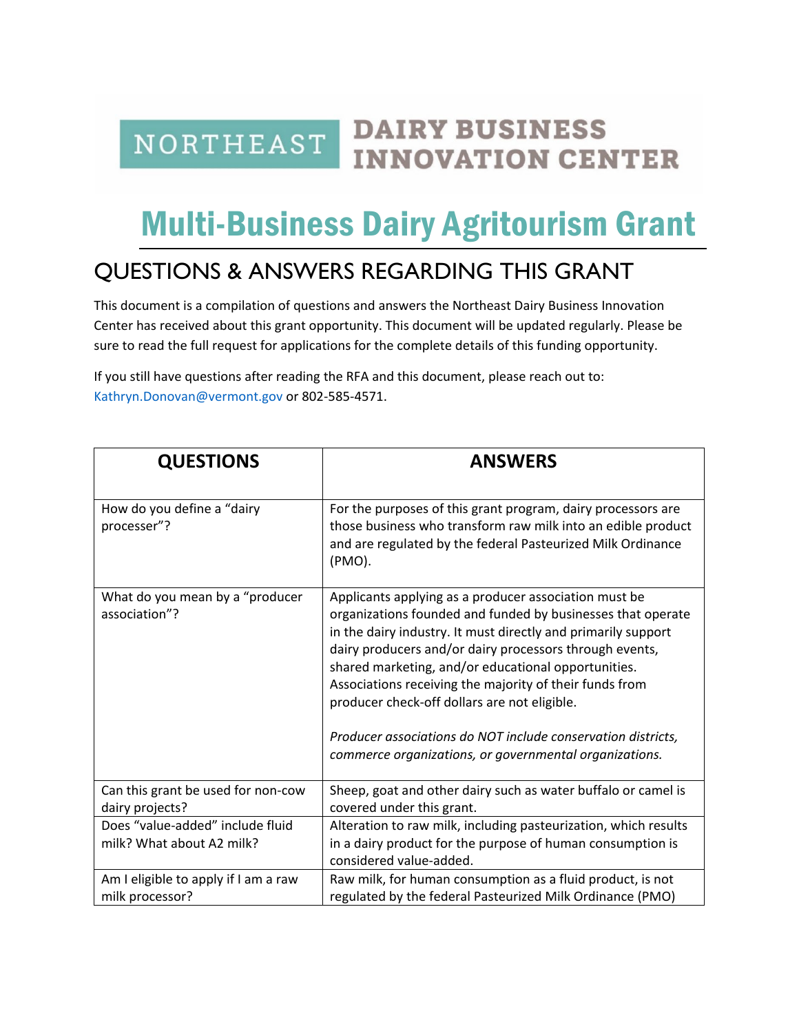NORTHEAST DAIRY BUSINESS INNOVATION CENTER

# Multi-Business Dairy Agritourism Grant

## QUESTIONS & ANSWERS REGARDING THIS GRANT

This document is a compilation of questions and answers the Northeast Dairy Business Innovation Center has received about this grant opportunity. This document will be updated regularly. Please be sure to read the full request for applications for the complete details of this funding opportunity.

If you still have questions after reading the RFA and this document, please reach out to: Kathryn.Donovan@vermont.gov or 802-585-4571.

| QUESTIONS | ANSWERS |
|---|---|
| How do you define a "dairy processer"? | For the purposes of this grant program, dairy processors are those business who transform raw milk into an edible product and are regulated by the federal Pasteurized Milk Ordinance (PMO). |
| What do you mean by a "producer association"? | Applicants applying as a producer association must be organizations founded and funded by businesses that operate in the dairy industry. It must directly and primarily support dairy producers and/or dairy processors through events, shared marketing, and/or educational opportunities. Associations receiving the majority of their funds from producer check-off dollars are not eligible.<br><br>*Producer associations do NOT include conservation districts, commerce organizations, or governmental organizations.* |
| Can this grant be used for non-cow dairy projects? | Sheep, goat and other dairy such as water buffalo or camel is covered under this grant. |
| Does "value-added" include fluid milk? What about A2 milk? | Alteration to raw milk, including pasteurization, which results in a dairy product for the purpose of human consumption is considered value-added. |
| Am I eligible to apply if I am a raw milk processor? | Raw milk, for human consumption as a fluid product, is not regulated by the federal Pasteurized Milk Ordinance (PMO) |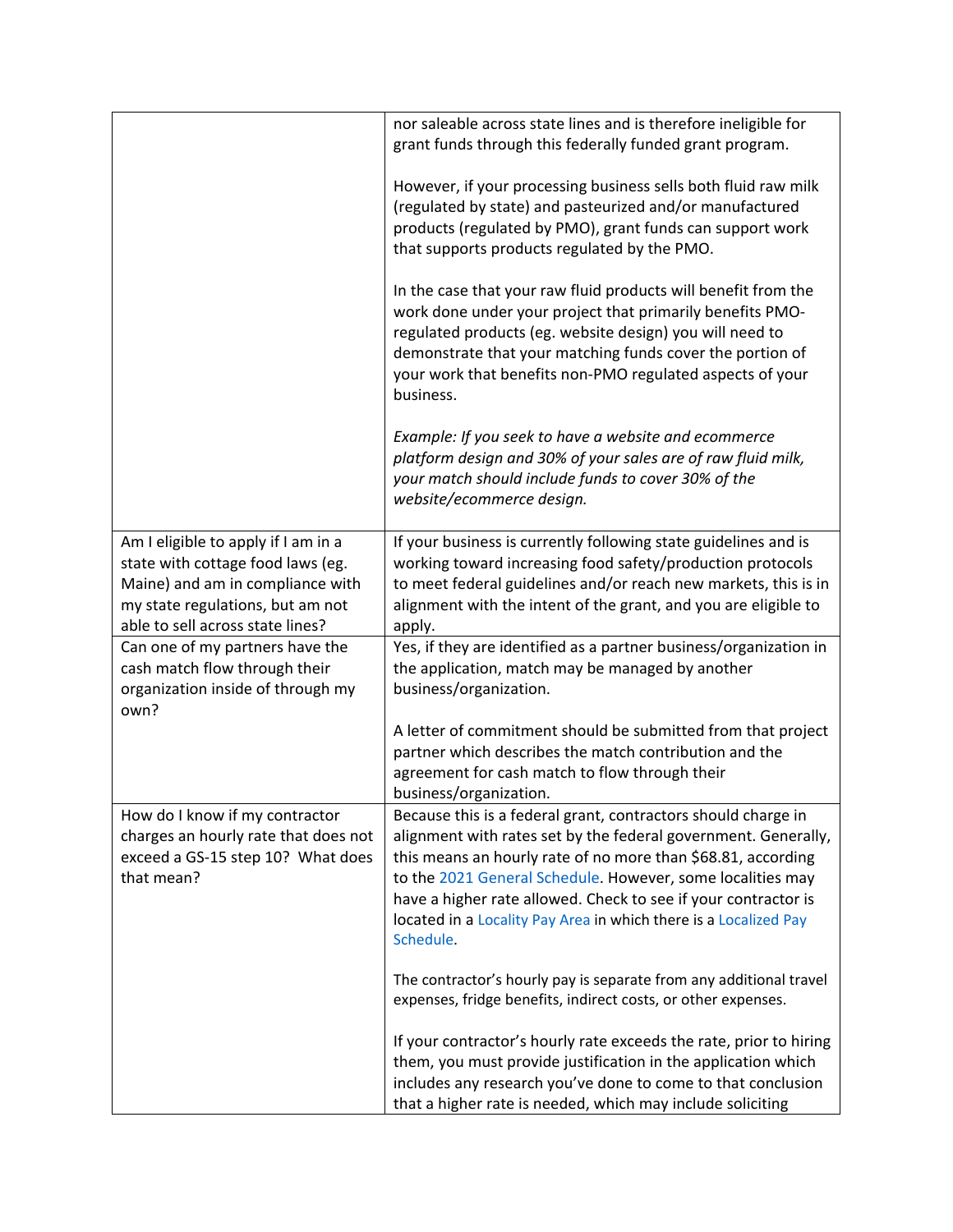| | |
|---|---|
| | nor saleable across state lines and is therefore ineligible for grant funds through this federally funded grant program.<br><br>However, if your processing business sells both fluid raw milk (regulated by state) and pasteurized and/or manufactured products (regulated by PMO), grant funds can support work that supports products regulated by the PMO.<br><br>In the case that your raw fluid products will benefit from the work done under your project that primarily benefits PMO-regulated products (eg. website design) you will need to demonstrate that your matching funds cover the portion of your work that benefits non-PMO regulated aspects of your business.<br><br>*Example: If you seek to have a website and ecommerce platform design and 30% of your sales are of raw fluid milk, your match should include funds to cover 30% of the website/ecommerce design.* |
| Am I eligible to apply if I am in a state with cottage food laws (eg. Maine) and am in compliance with my state regulations, but am not able to sell across state lines? | If your business is currently following state guidelines and is working toward increasing food safety/production protocols to meet federal guidelines and/or reach new markets, this is in alignment with the intent of the grant, and you are eligible to apply. |
| Can one of my partners have the cash match flow through their organization inside of through my own? | Yes, if they are identified as a partner business/organization in the application, match may be managed by another business/organization.<br><br>A letter of commitment should be submitted from that project partner which describes the match contribution and the agreement for cash match to flow through their business/organization. |
| How do I know if my contractor charges an hourly rate that does not exceed a GS-15 step 10? What does that mean? | Because this is a federal grant, contractors should charge in alignment with rates set by the federal government. Generally, this means an hourly rate of no more than $68.81, according to the 2021 General Schedule. However, some localities may have a higher rate allowed. Check to see if your contractor is located in a Locality Pay Area in which there is a Localized Pay Schedule.<br><br>The contractor's hourly pay is separate from any additional travel expenses, fridge benefits, indirect costs, or other expenses.<br><br>If your contractor's hourly rate exceeds the rate, prior to hiring them, you must provide justification in the application which includes any research you've done to come to that conclusion that a higher rate is needed, which may include soliciting |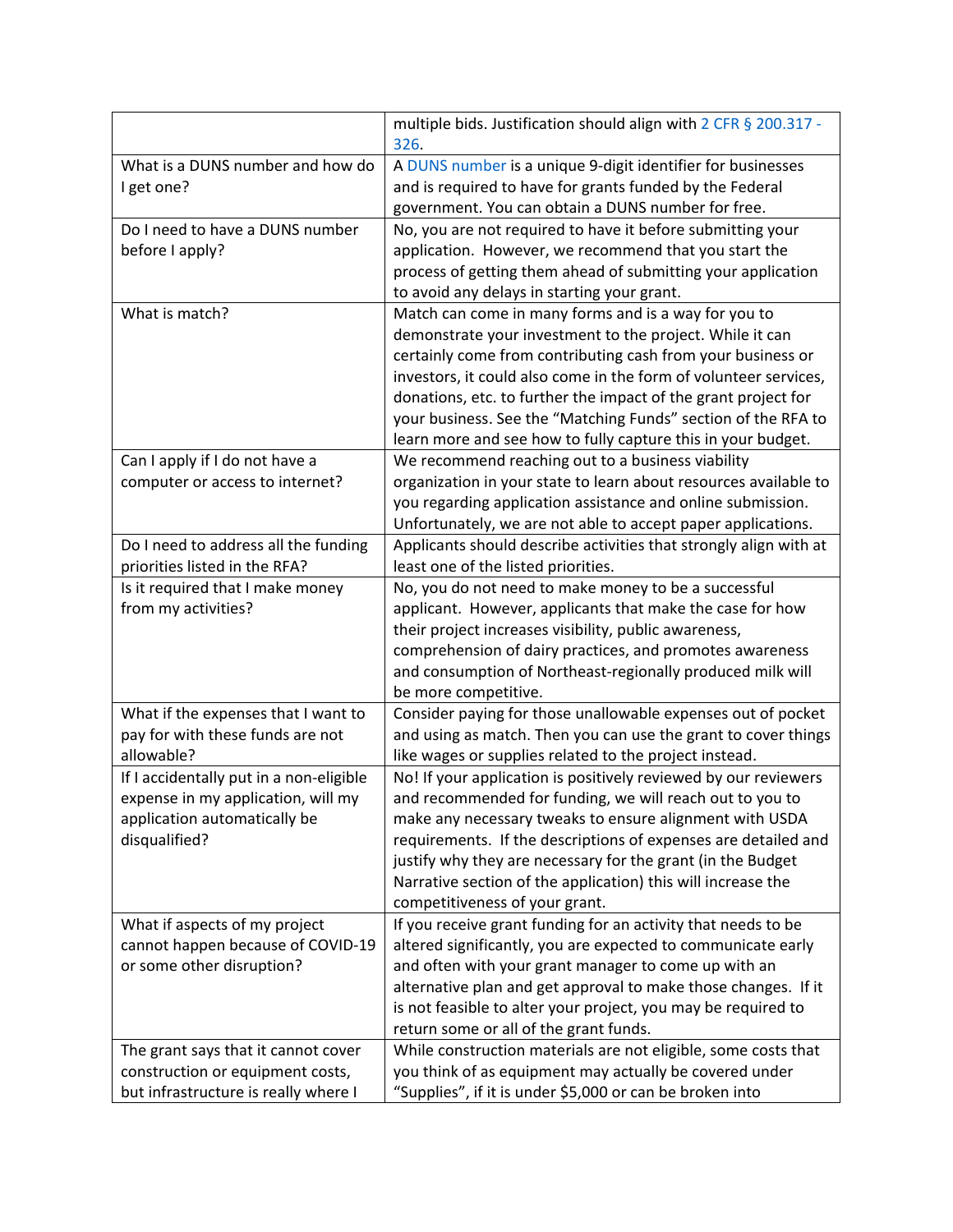| | |
|---|---|
| | multiple bids. Justification should align with 2 CFR § 200.317 - 326. |
| What is a DUNS number and how do I get one? | A DUNS number is a unique 9-digit identifier for businesses and is required to have for grants funded by the Federal government. You can obtain a DUNS number for free. |
| Do I need to have a DUNS number before I apply? | No, you are not required to have it before submitting your application. However, we recommend that you start the process of getting them ahead of submitting your application to avoid any delays in starting your grant. |
| What is match? | Match can come in many forms and is a way for you to demonstrate your investment to the project. While it can certainly come from contributing cash from your business or investors, it could also come in the form of volunteer services, donations, etc. to further the impact of the grant project for your business. See the "Matching Funds" section of the RFA to learn more and see how to fully capture this in your budget. |
| Can I apply if I do not have a computer or access to internet? | We recommend reaching out to a business viability organization in your state to learn about resources available to you regarding application assistance and online submission. Unfortunately, we are not able to accept paper applications. |
| Do I need to address all the funding priorities listed in the RFA? | Applicants should describe activities that strongly align with at least one of the listed priorities. |
| Is it required that I make money from my activities? | No, you do not need to make money to be a successful applicant. However, applicants that make the case for how their project increases visibility, public awareness, comprehension of dairy practices, and promotes awareness and consumption of Northeast-regionally produced milk will be more competitive. |
| What if the expenses that I want to pay for with these funds are not allowable? | Consider paying for those unallowable expenses out of pocket and using as match. Then you can use the grant to cover things like wages or supplies related to the project instead. |
| If I accidentally put in a non-eligible expense in my application, will my application automatically be disqualified? | No! If your application is positively reviewed by our reviewers and recommended for funding, we will reach out to you to make any necessary tweaks to ensure alignment with USDA requirements. If the descriptions of expenses are detailed and justify why they are necessary for the grant (in the Budget Narrative section of the application) this will increase the competitiveness of your grant. |
| What if aspects of my project cannot happen because of COVID-19 or some other disruption? | If you receive grant funding for an activity that needs to be altered significantly, you are expected to communicate early and often with your grant manager to come up with an alternative plan and get approval to make those changes. If it is not feasible to alter your project, you may be required to return some or all of the grant funds. |
| The grant says that it cannot cover construction or equipment costs, but infrastructure is really where I | While construction materials are not eligible, some costs that you think of as equipment may actually be covered under "Supplies", if it is under $5,000 or can be broken into |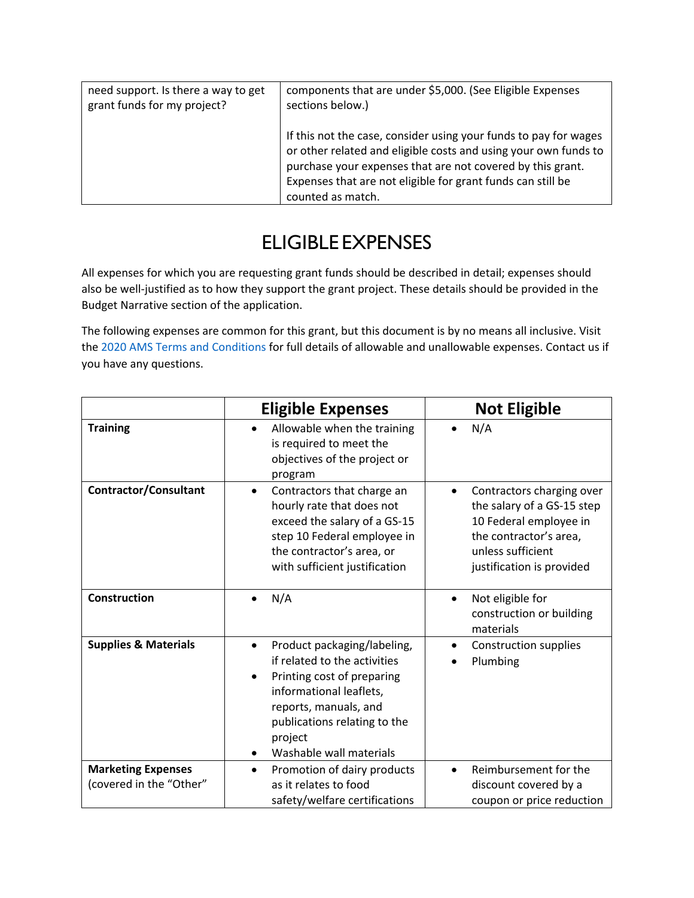| need support. Is there a way to get grant funds for my project? | components that are under $5,000. (See Eligible Expenses sections below.)<br><br>If this not the case, consider using your funds to pay for wages or other related and eligible costs and using your own funds to purchase your expenses that are not covered by this grant. Expenses that are not eligible for grant funds can still be counted as match. |
|---|---|

# ELIGIBLE EXPENSES

All expenses for which you are requesting grant funds should be described in detail; expenses should also be well-justified as to how they support the grant project. These details should be provided in the Budget Narrative section of the application.

The following expenses are common for this grant, but this document is by no means all inclusive. Visit the 2020 AMS Terms and Conditions for full details of allowable and unallowable expenses. Contact us if you have any questions.

| | Eligible Expenses | Not Eligible |
|---|---|---|
| **Training** | • Allowable when the training is required to meet the objectives of the project or program | • N/A |
| **Contractor/Consultant** | • Contractors that charge an hourly rate that does not exceed the salary of a GS-15 step 10 Federal employee in the contractor's area, or with sufficient justification | • Contractors charging over the salary of a GS-15 step 10 Federal employee in the contractor's area, unless sufficient justification is provided |
| **Construction** | • N/A | • Not eligible for construction or building materials |
| **Supplies & Materials** | • Product packaging/labeling, if related to the activities<br>• Printing cost of preparing informational leaflets, reports, manuals, and publications relating to the project<br>• Washable wall materials | • Construction supplies<br>• Plumbing |
| **Marketing Expenses** (covered in the "Other" | • Promotion of dairy products as it relates to food safety/welfare certifications | • Reimbursement for the discount covered by a coupon or price reduction |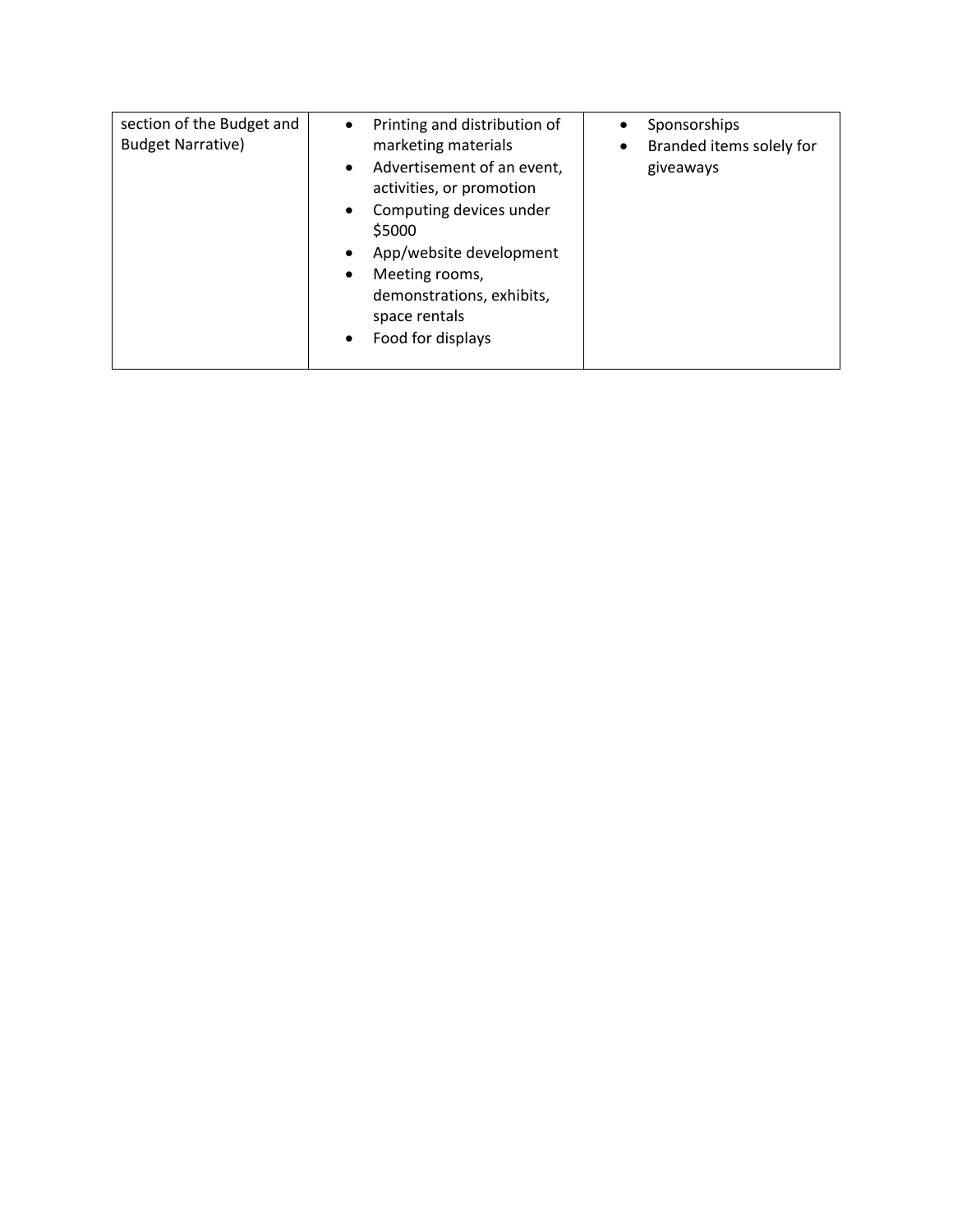| | | |
|---|---|---|
| section of the Budget and Budget Narrative) | • Printing and distribution of marketing materials<br>• Advertisement of an event, activities, or promotion<br>• Computing devices under $5000<br>• App/website development<br>• Meeting rooms, demonstrations, exhibits, space rentals<br>• Food for displays | • Sponsorships<br>• Branded items solely for giveaways |